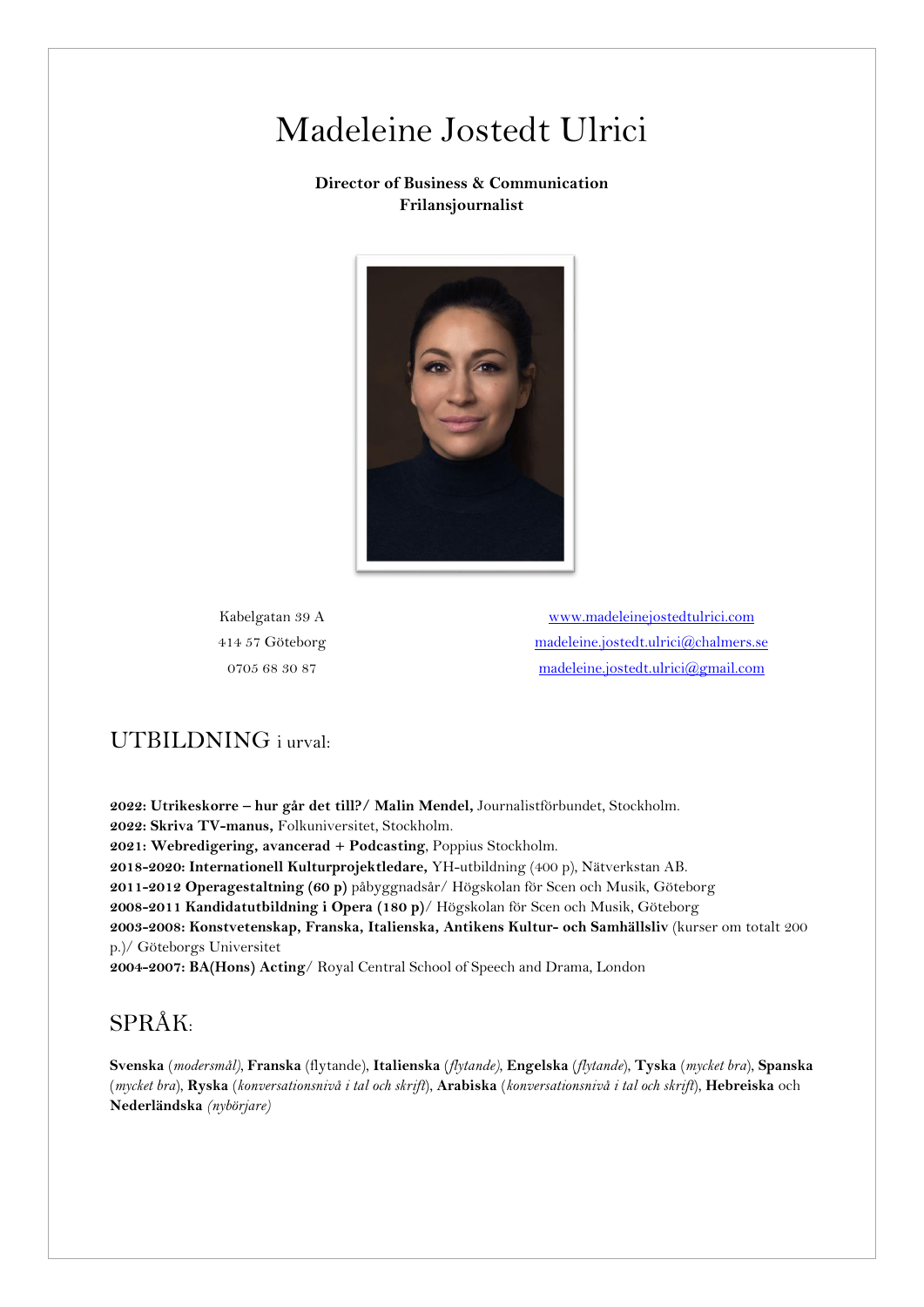# Madeleine Jostedt Ulrici

**Director of Business & Communication**
**Frilansjournalist**

Kabelgatan 39 A
414 57 Göteborg
0705 68 30 87

[www.madeleinejostedtulrici.com](http://www.madeleinejostedtulrici.com)
[madeleine.jostedt.ulrici@chalmers.se](mailto:madeleine.jostedt.ulrici@chalmers.se)
[madeleine.jostedt.ulrici@gmail.com](mailto:madeleine.jostedt.ulrici@gmail.com)

## UTBILDNING i urval:

**2022: Utrikeskorre – hur går det till?/ Malin Mendel,** Journalistförbundet, Stockholm.
**2022: Skriva TV-manus,** Folkuniversitet, Stockholm.
**2021: Webredigering, avancerad + Podcasting**, Poppius Stockholm.
**2018-2020: Internationell Kulturprojektledare,** YH-utbildning (400 p), Nätverkstan AB.
**2011-2012 Operagestaltning (60 p)** påbyggnadsår/ Högskolan för Scen och Musik, Göteborg
**2008-2011 Kandidatutbildning i Opera (180 p)**/ Högskolan för Scen och Musik, Göteborg
**2003-2008: Konstvetenskap, Franska, Italienska, Antikens Kultur- och Samhällsliv** (kurser om totalt 200 p.)/ Göteborgs Universitet
**2004-2007: BA(Hons) Acting**/ Royal Central School of Speech and Drama, London

## SPRÅK:

**Svenska** (*modersmål*), **Franska** (flytande), **Italienska** (*flytande*), **Engelska** (*flytande*), **Tyska** (*mycket bra*), **Spanska** (*mycket bra*), **Ryska** (*konversationsnivå i tal och skrift*), **Arabiska** (*konversationsnivå i tal och skrift*), **Hebreiska** och **Nederländska** *(nybörjare)*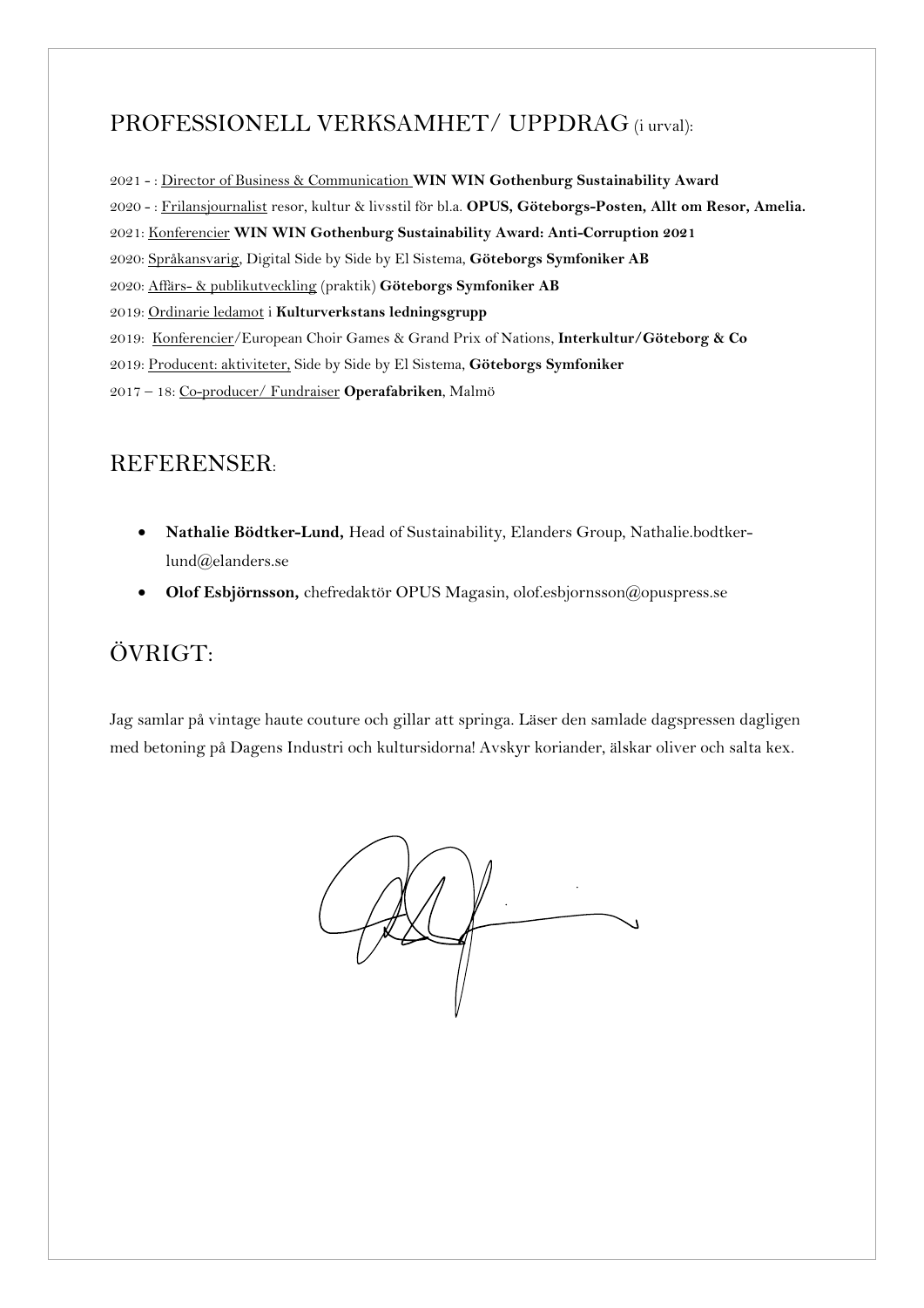## PROFESSIONELL VERKSAMHET/ UPPDRAG (i urval):

2021 - : Director of Business & Communication **WIN WIN Gothenburg Sustainability Award**

2020 - : Frilansjournalist resor, kultur & livsstil för bl.a. **OPUS, Göteborgs-Posten, Allt om Resor, Amelia.**

2021: Konferencier **WIN WIN Gothenburg Sustainability Award: Anti-Corruption 2021**

2020: Språkansvarig, Digital Side by Side by El Sistema, **Göteborgs Symfoniker AB**

2020: Affärs- & publikutveckling (praktik) **Göteborgs Symfoniker AB**

2019: Ordinarie ledamot i **Kulturverkstans ledningsgrupp**

2019: Konferencier/European Choir Games & Grand Prix of Nations, **Interkultur/Göteborg & Co**

2019: Producent: aktiviteter, Side by Side by El Sistema, **Göteborgs Symfoniker**

2017 – 18: Co-producer/ Fundraiser **Operafabriken**, Malmö

## REFERENSER:

- **Nathalie Bödtker-Lund,** Head of Sustainability, Elanders Group, Nathalie.bodtker-lund@elanders.se
- **Olof Esbjörnsson,** chefredaktör OPUS Magasin, olof.esbjornsson@opuspress.se

## ÖVRIGT:

Jag samlar på vintage haute couture och gillar att springa. Läser den samlade dagspressen dagligen med betoning på Dagens Industri och kultursidorna! Avskyr koriander, älskar oliver och salta kex.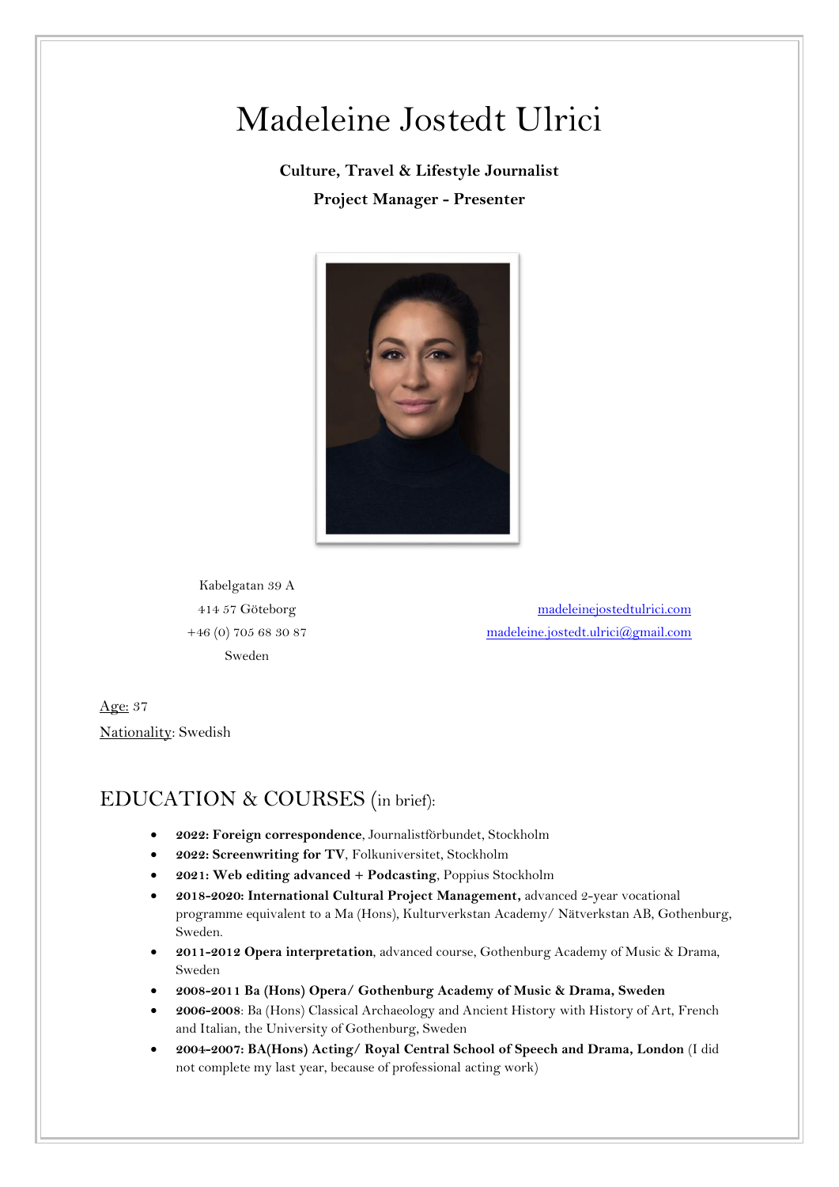# Madeleine Jostedt Ulrici

**Culture, Travel & Lifestyle Journalist**

**Project Manager - Presenter**

Kabelgatan 39 A
414 57 Göteborg
+46 (0) 705 68 30 87
Sweden

[madeleinejostedtulrici.com](madeleinejostedtulrici.com)
[madeleine.jostedt.ulrici@gmail.com](mailto:madeleine.jostedt.ulrici@gmail.com)

Age: 37
Nationality: Swedish

## EDUCATION & COURSES (in brief):

- **2022: Foreign correspondence**, Journalistförbundet, Stockholm
- **2022: Screenwriting for TV**, Folkuniversitet, Stockholm
- **2021: Web editing advanced + Podcasting**, Poppius Stockholm
- **2018-2020: International Cultural Project Management,** advanced 2-year vocational programme equivalent to a Ma (Hons), Kulturverkstan Academy/ Nätverkstan AB, Gothenburg, Sweden.
- **2011-2012 Opera interpretation**, advanced course, Gothenburg Academy of Music & Drama, Sweden
- **2008-2011 Ba (Hons) Opera/ Gothenburg Academy of Music & Drama, Sweden**
- **2006-2008**: Ba (Hons) Classical Archaeology and Ancient History with History of Art, French and Italian, the University of Gothenburg, Sweden
- **2004-2007: BA(Hons) Acting/ Royal Central School of Speech and Drama, London** (I did not complete my last year, because of professional acting work)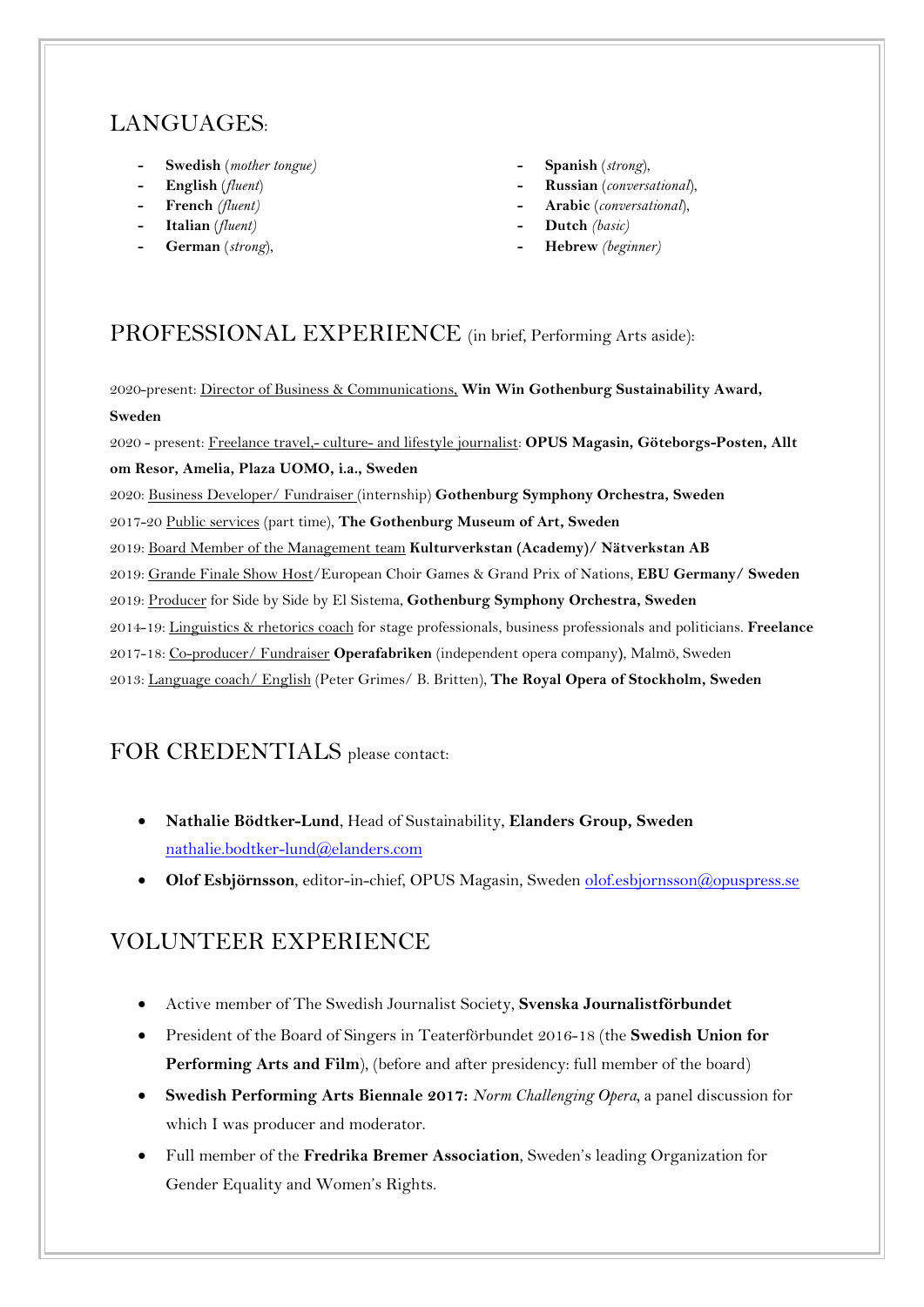## LANGUAGES:

- **Swedish** (*mother tongue*)
- **English** (*fluent*)
- **French** *(fluent)*
- **Italian** (*fluent)*
- **German** (*strong*),
- **Spanish** (*strong*),
- **Russian** (*conversational*),
- **Arabic** (*conversational*),
- **Dutch** *(basic)*
- **Hebrew** *(beginner)*

## PROFESSIONAL EXPERIENCE (in brief, Performing Arts aside):

2020-present: Director of Business & Communications, **Win Win Gothenburg Sustainability Award, Sweden**

2020 - present: Freelance travel,- culture- and lifestyle journalist: **OPUS Magasin, Göteborgs-Posten, Allt om Resor, Amelia, Plaza UOMO, i.a., Sweden**

2020: Business Developer/ Fundraiser (internship) **Gothenburg Symphony Orchestra, Sweden**

2017-20 Public services (part time), **The Gothenburg Museum of Art, Sweden**

2019: Board Member of the Management team **Kulturverkstan (Academy)/ Nätverkstan AB**

2019: Grande Finale Show Host/European Choir Games & Grand Prix of Nations, **EBU Germany/ Sweden**

2019: Producer for Side by Side by El Sistema, **Gothenburg Symphony Orchestra, Sweden**

2014-19: Linguistics & rhetorics coach for stage professionals, business professionals and politicians. **Freelance**

2017-18: Co-producer/ Fundraiser **Operafabriken** (independent opera company**)**, Malmö, Sweden

2013: Language coach/ English (Peter Grimes/ B. Britten), **The Royal Opera of Stockholm, Sweden**

## FOR CREDENTIALS please contact:

- **Nathalie Bödtker-Lund**, Head of Sustainability, **Elanders Group, Sweden** nathalie.bodtker-lund@elanders.com
- **Olof Esbjörnsson**, editor-in-chief, OPUS Magasin, Sweden olof.esbjornsson@opuspress.se

## VOLUNTEER EXPERIENCE

- Active member of The Swedish Journalist Society, **Svenska Journalistförbundet**
- President of the Board of Singers in Teaterförbundet 2016-18 (the **Swedish Union for Performing Arts and Film**), (before and after presidency: full member of the board)
- **Swedish Performing Arts Biennale 2017:** *Norm Challenging Opera*, a panel discussion for which I was producer and moderator.
- Full member of the **Fredrika Bremer Association**, Sweden's leading Organization for Gender Equality and Women's Rights.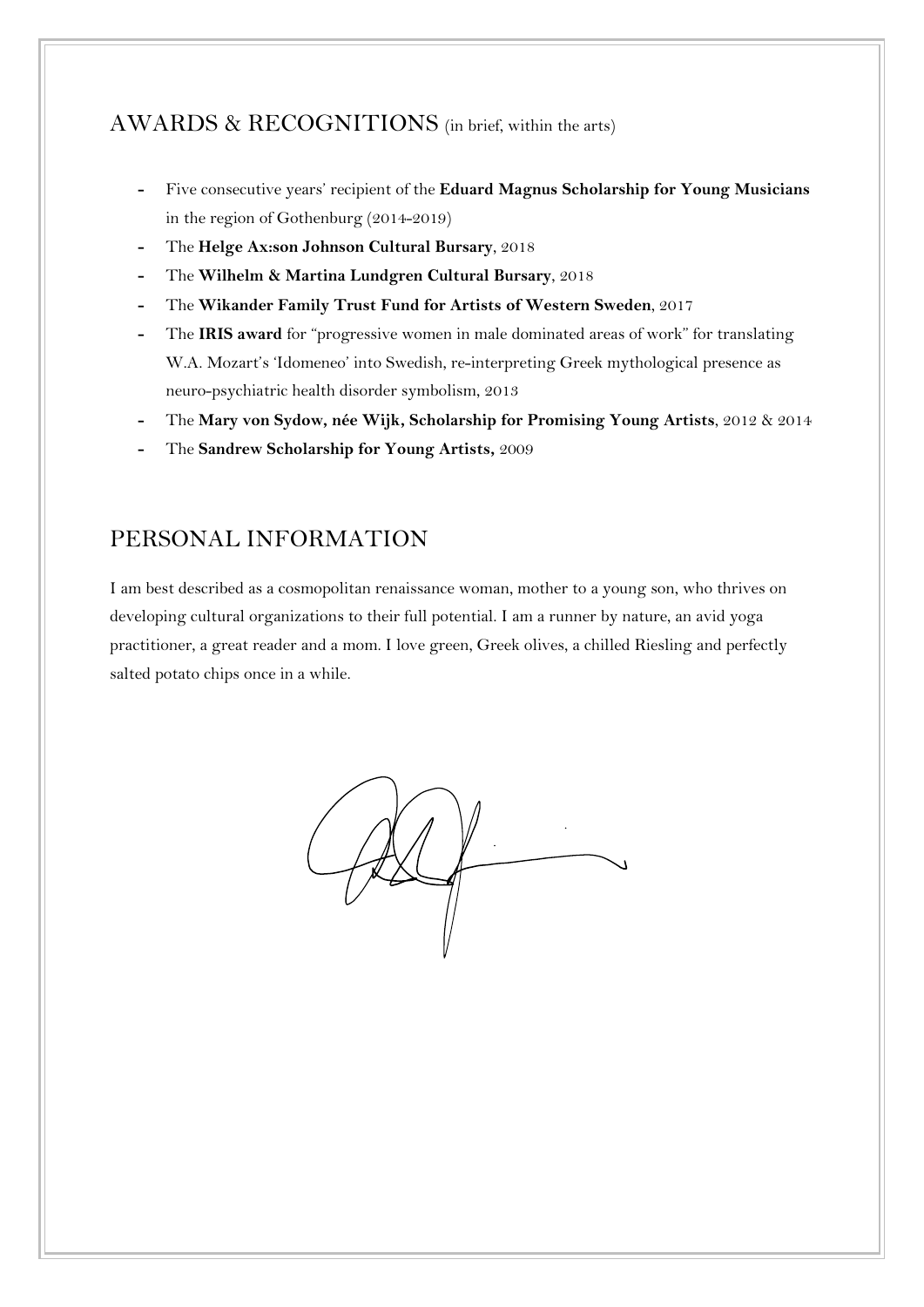## AWARDS & RECOGNITIONS (in brief, within the arts)

- Five consecutive years' recipient of the **Eduard Magnus Scholarship for Young Musicians** in the region of Gothenburg (2014-2019)
- The **Helge Ax:son Johnson Cultural Bursary**, 2018
- The **Wilhelm & Martina Lundgren Cultural Bursary**, 2018
- The **Wikander Family Trust Fund for Artists of Western Sweden**, 2017
- The **IRIS award** for "progressive women in male dominated areas of work" for translating W.A. Mozart's 'Idomeneo' into Swedish, re-interpreting Greek mythological presence as neuro-psychiatric health disorder symbolism, 2013
- The **Mary von Sydow, née Wijk, Scholarship for Promising Young Artists**, 2012 & 2014
- The **Sandrew Scholarship for Young Artists,** 2009

## PERSONAL INFORMATION

I am best described as a cosmopolitan renaissance woman, mother to a young son, who thrives on developing cultural organizations to their full potential. I am a runner by nature, an avid yoga practitioner, a great reader and a mom. I love green, Greek olives, a chilled Riesling and perfectly salted potato chips once in a while.